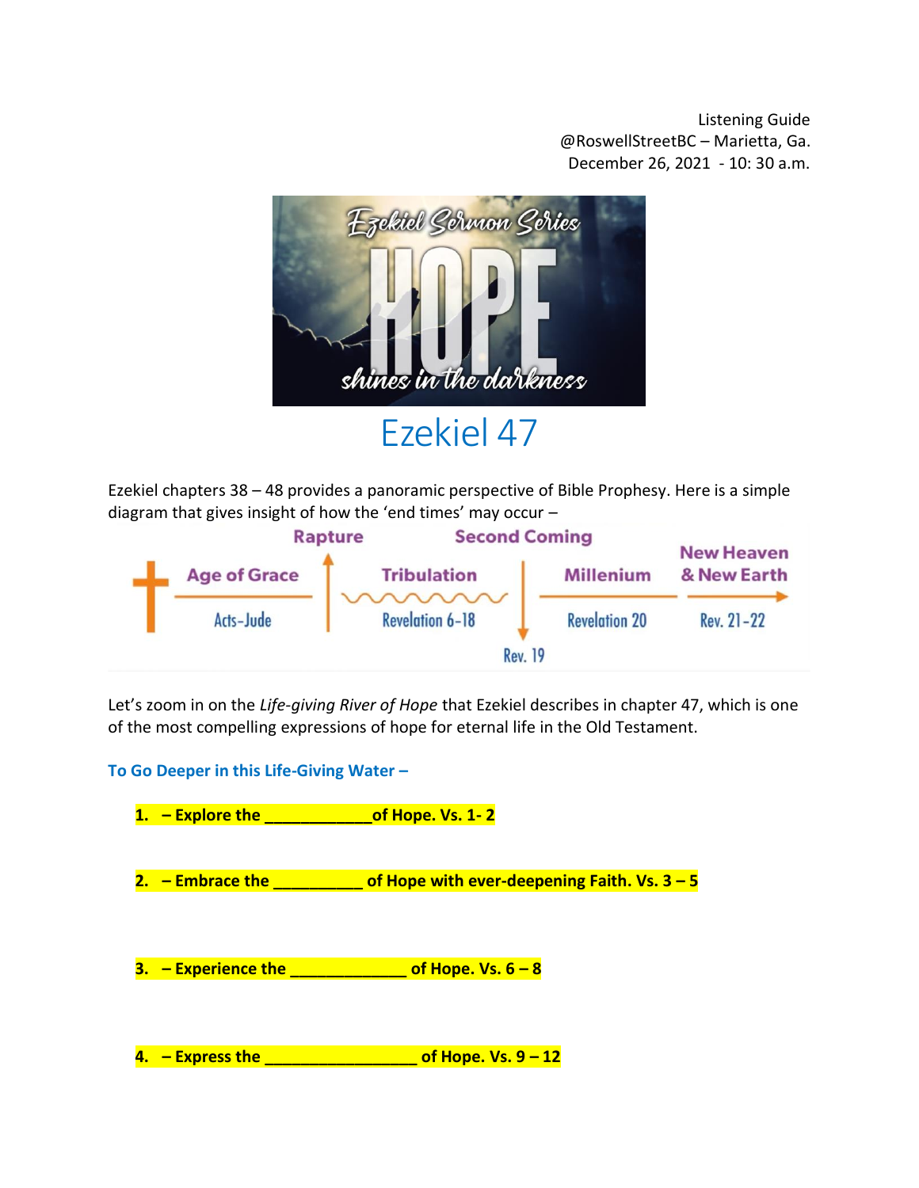Listening Guide
@RoswellStreetBC – Marietta, Ga.
December 26, 2021 - 10: 30 a.m.

Ezekiel Sermon Series

HOPE

shines in the darkness

# Ezekiel 47

Ezekiel chapters 38 – 48 provides a panoramic perspective of Bible Prophesy. Here is a simple diagram that gives insight of how the 'end times' may occur –

| | Rapture | | Second Coming | |
|---|---|---|---|---|
| Age of Grace | | Tribulation | Millenium | New Heaven & New Earth |
| Acts-Jude | | Revelation 6-18 | Revelation 20 | Rev. 21-22 |
| | | | Rev. 19 | |

Let's zoom in on the *Life-giving River of Hope* that Ezekiel describes in chapter 47, which is one of the most compelling expressions of hope for eternal life in the Old Testament.

**To Go Deeper in this Life-Giving Water –**

1. **– Explore the ____________of Hope. Vs. 1- 2**

2. **– Embrace the __________ of Hope with ever-deepening Faith. Vs. 3 – 5**

3. **– Experience the _____________ of Hope. Vs. 6 – 8**

4. **– Express the _________________ of Hope. Vs. 9 – 12**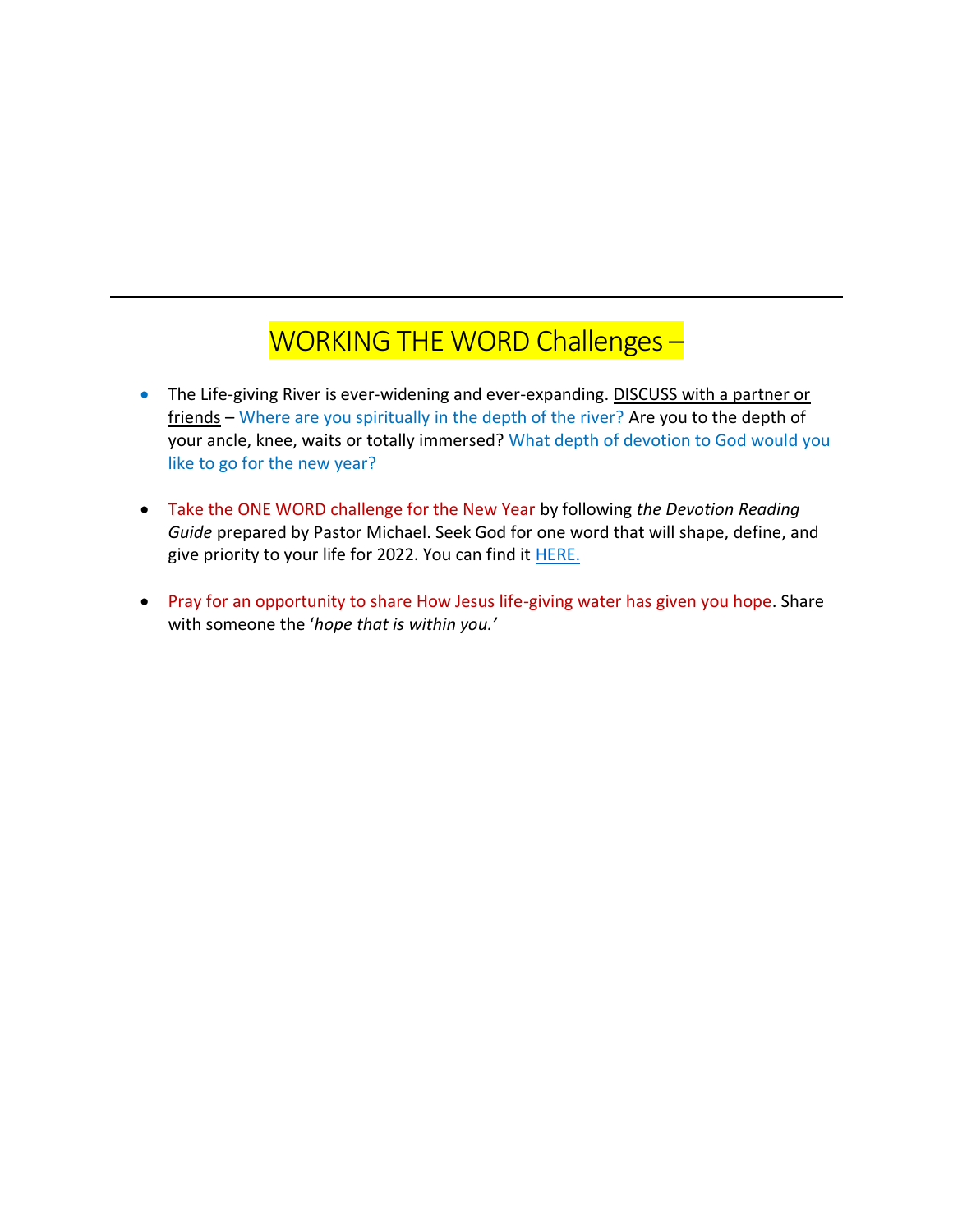---

## WORKING THE WORD Challenges –

- The Life-giving River is ever-widening and ever-expanding. DISCUSS with a partner or friends – Where are you spiritually in the depth of the river? Are you to the depth of your ancle, knee, waits or totally immersed? What depth of devotion to God would you like to go for the new year?

- Take the ONE WORD challenge for the New Year by following *the Devotion Reading Guide* prepared by Pastor Michael. Seek God for one word that will shape, define, and give priority to your life for 2022. You can find it HERE.

- Pray for an opportunity to share How Jesus life-giving water has given you hope. Share with someone the '*hope that is within you.'*